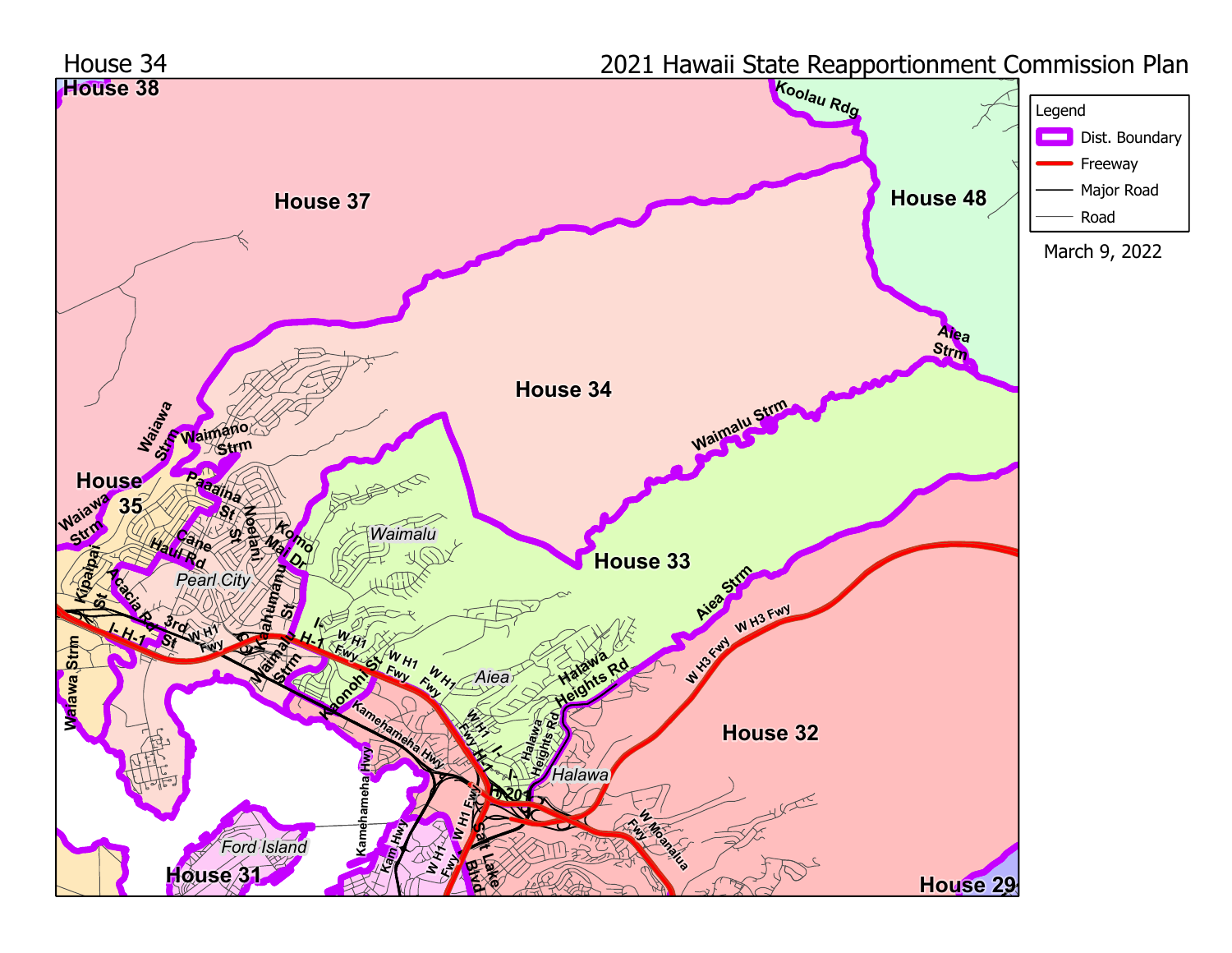House 34

2021 Hawaii State Reapportionment Commission Plan

Legend
- Dist. Boundary
- Freeway
- Major Road
- Road

March 9, 2022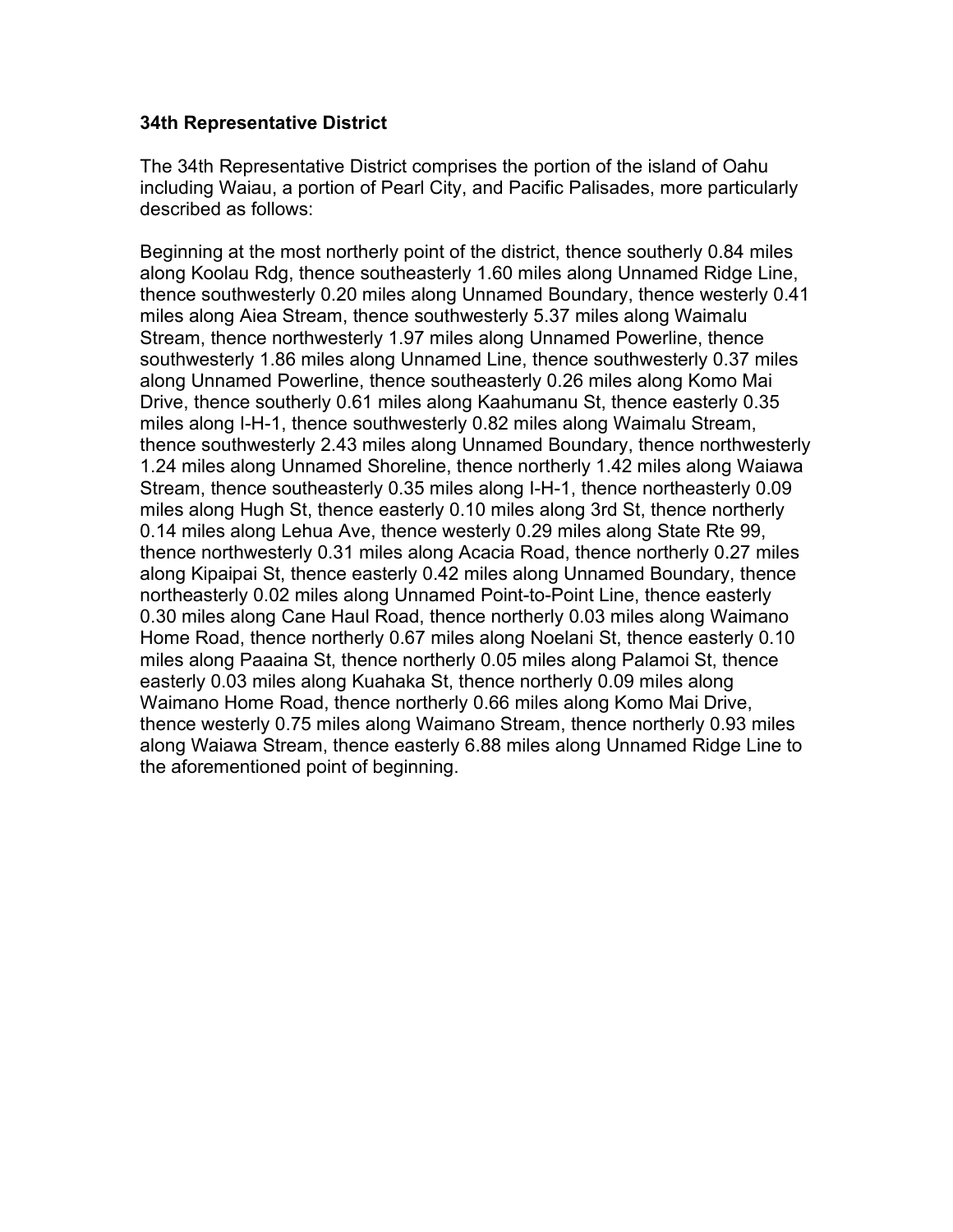**34th Representative District**

The 34th Representative District comprises the portion of the island of Oahu including Waiau, a portion of Pearl City, and Pacific Palisades, more particularly described as follows:

Beginning at the most northerly point of the district, thence southerly 0.84 miles along Koolau Rdg, thence southeasterly 1.60 miles along Unnamed Ridge Line, thence southwesterly 0.20 miles along Unnamed Boundary, thence westerly 0.41 miles along Aiea Stream, thence southwesterly 5.37 miles along Waimalu Stream, thence northwesterly 1.97 miles along Unnamed Powerline, thence southwesterly 1.86 miles along Unnamed Line, thence southwesterly 0.37 miles along Unnamed Powerline, thence southeasterly 0.26 miles along Komo Mai Drive, thence southerly 0.61 miles along Kaahumanu St, thence easterly 0.35 miles along I-H-1, thence southwesterly 0.82 miles along Waimalu Stream, thence southwesterly 2.43 miles along Unnamed Boundary, thence northwesterly 1.24 miles along Unnamed Shoreline, thence northerly 1.42 miles along Waiawa Stream, thence southeasterly 0.35 miles along I-H-1, thence northeasterly 0.09 miles along Hugh St, thence easterly 0.10 miles along 3rd St, thence northerly 0.14 miles along Lehua Ave, thence westerly 0.29 miles along State Rte 99, thence northwesterly 0.31 miles along Acacia Road, thence northerly 0.27 miles along Kipaipai St, thence easterly 0.42 miles along Unnamed Boundary, thence northeasterly 0.02 miles along Unnamed Point-to-Point Line, thence easterly 0.30 miles along Cane Haul Road, thence northerly 0.03 miles along Waimano Home Road, thence northerly 0.67 miles along Noelani St, thence easterly 0.10 miles along Paaaina St, thence northerly 0.05 miles along Palamoi St, thence easterly 0.03 miles along Kuahaka St, thence northerly 0.09 miles along Waimano Home Road, thence northerly 0.66 miles along Komo Mai Drive, thence westerly 0.75 miles along Waimano Stream, thence northerly 0.93 miles along Waiawa Stream, thence easterly 6.88 miles along Unnamed Ridge Line to the aforementioned point of beginning.